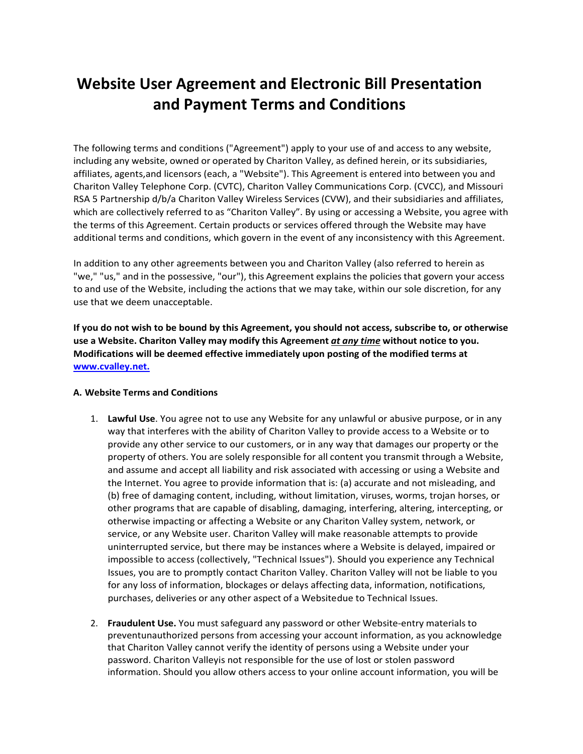# Website User Agreement and Electronic Bill Presentation and Payment Terms and Conditions

The following terms and conditions ("Agreement") apply to your use of and access to any website, including any website, owned or operated by Chariton Valley, as defined herein, or its subsidiaries, affiliates, agents,and licensors (each, a "Website"). This Agreement is entered into between you and Chariton Valley Telephone Corp. (CVTC), Chariton Valley Communications Corp. (CVCC), and Missouri RSA 5 Partnership d/b/a Chariton Valley Wireless Services (CVW), and their subsidiaries and affiliates, which are collectively referred to as "Chariton Valley". By using or accessing a Website, you agree with the terms of this Agreement. Certain products or services offered through the Website may have additional terms and conditions, which govern in the event of any inconsistency with this Agreement.

In addition to any other agreements between you and Chariton Valley (also referred to herein as "we," "us," and in the possessive, "our"), this Agreement explains the policies that govern your access to and use of the Website, including the actions that we may take, within our sole discretion, for any use that we deem unacceptable.

**If you do not wish to be bound by this Agreement, you should not access, subscribe to, or otherwise use a Website. Chariton Valley may modify this Agreement *__at any time__* without notice to you. Modifications will be deemed effective immediately upon posting of the modified terms at [www.cvalley.net.](http://www.cvalley.net)**

**A. Website Terms and Conditions**

1. **Lawful Use**. You agree not to use any Website for any unlawful or abusive purpose, or in any way that interferes with the ability of Chariton Valley to provide access to a Website or to provide any other service to our customers, or in any way that damages our property or the property of others. You are solely responsible for all content you transmit through a Website, and assume and accept all liability and risk associated with accessing or using a Website and the Internet. You agree to provide information that is: (a) accurate and not misleading, and (b) free of damaging content, including, without limitation, viruses, worms, trojan horses, or other programs that are capable of disabling, damaging, interfering, altering, intercepting, or otherwise impacting or affecting a Website or any Chariton Valley system, network, or service, or any Website user. Chariton Valley will make reasonable attempts to provide uninterrupted service, but there may be instances where a Website is delayed, impaired or impossible to access (collectively, "Technical Issues"). Should you experience any Technical Issues, you are to promptly contact Chariton Valley. Chariton Valley will not be liable to you for any loss of information, blockages or delays affecting data, information, notifications, purchases, deliveries or any other aspect of a Websitedue to Technical Issues.

2. **Fraudulent Use.** You must safeguard any password or other Website-entry materials to preventunauthorized persons from accessing your account information, as you acknowledge that Chariton Valley cannot verify the identity of persons using a Website under your password. Chariton Valleyis not responsible for the use of lost or stolen password information. Should you allow others access to your online account information, you will be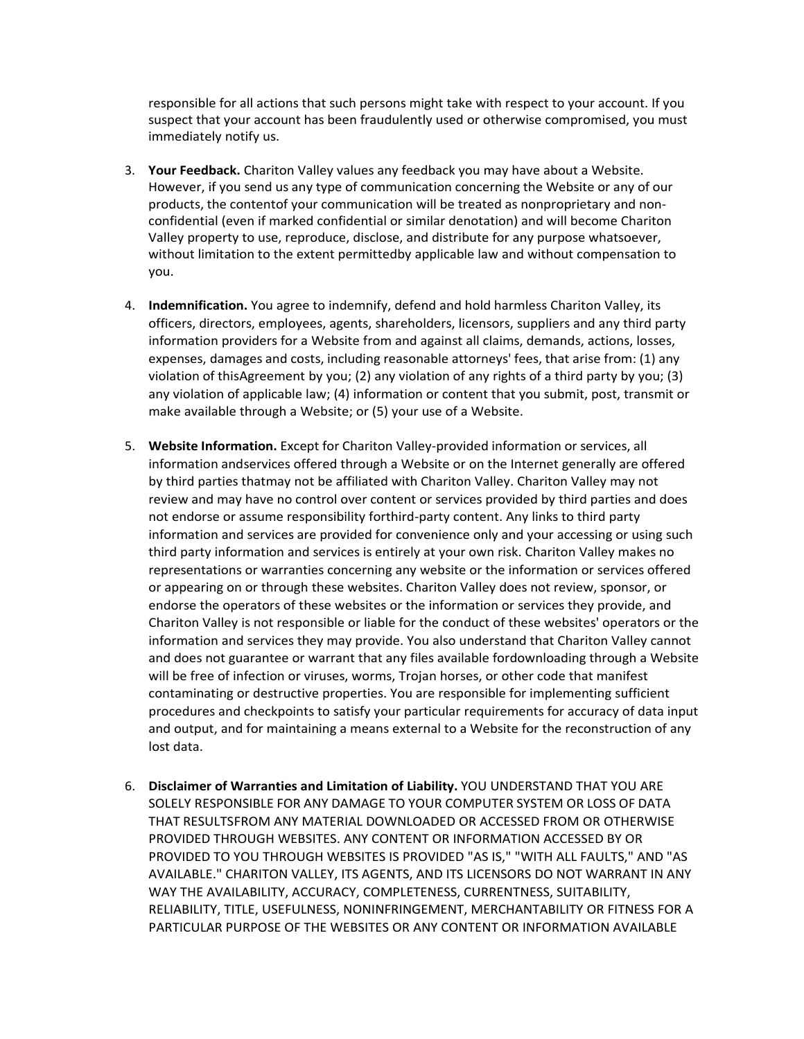responsible for all actions that such persons might take with respect to your account. If you suspect that your account has been fraudulently used or otherwise compromised, you must immediately notify us.

3. **Your Feedback.** Chariton Valley values any feedback you may have about a Website. However, if you send us any type of communication concerning the Website or any of our products, the contentof your communication will be treated as nonproprietary and non-confidential (even if marked confidential or similar denotation) and will become Chariton Valley property to use, reproduce, disclose, and distribute for any purpose whatsoever, without limitation to the extent permittedby applicable law and without compensation to you.

4. **Indemnification.** You agree to indemnify, defend and hold harmless Chariton Valley, its officers, directors, employees, agents, shareholders, licensors, suppliers and any third party information providers for a Website from and against all claims, demands, actions, losses, expenses, damages and costs, including reasonable attorneys' fees, that arise from: (1) any violation of thisAgreement by you; (2) any violation of any rights of a third party by you; (3) any violation of applicable law; (4) information or content that you submit, post, transmit or make available through a Website; or (5) your use of a Website.

5. **Website Information.** Except for Chariton Valley-provided information or services, all information andservices offered through a Website or on the Internet generally are offered by third parties thatmay not be affiliated with Chariton Valley. Chariton Valley may not review and may have no control over content or services provided by third parties and does not endorse or assume responsibility forthird-party content. Any links to third party information and services are provided for convenience only and your accessing or using such third party information and services is entirely at your own risk. Chariton Valley makes no representations or warranties concerning any website or the information or services offered or appearing on or through these websites. Chariton Valley does not review, sponsor, or endorse the operators of these websites or the information or services they provide, and Chariton Valley is not responsible or liable for the conduct of these websites' operators or the information and services they may provide. You also understand that Chariton Valley cannot and does not guarantee or warrant that any files available fordownloading through a Website will be free of infection or viruses, worms, Trojan horses, or other code that manifest contaminating or destructive properties. You are responsible for implementing sufficient procedures and checkpoints to satisfy your particular requirements for accuracy of data input and output, and for maintaining a means external to a Website for the reconstruction of any lost data.

6. **Disclaimer of Warranties and Limitation of Liability.** YOU UNDERSTAND THAT YOU ARE SOLELY RESPONSIBLE FOR ANY DAMAGE TO YOUR COMPUTER SYSTEM OR LOSS OF DATA THAT RESULTSFROM ANY MATERIAL DOWNLOADED OR ACCESSED FROM OR OTHERWISE PROVIDED THROUGH WEBSITES. ANY CONTENT OR INFORMATION ACCESSED BY OR PROVIDED TO YOU THROUGH WEBSITES IS PROVIDED "AS IS," "WITH ALL FAULTS," AND "AS AVAILABLE." CHARITON VALLEY, ITS AGENTS, AND ITS LICENSORS DO NOT WARRANT IN ANY WAY THE AVAILABILITY, ACCURACY, COMPLETENESS, CURRENTNESS, SUITABILITY, RELIABILITY, TITLE, USEFULNESS, NONINFRINGEMENT, MERCHANTABILITY OR FITNESS FOR A PARTICULAR PURPOSE OF THE WEBSITES OR ANY CONTENT OR INFORMATION AVAILABLE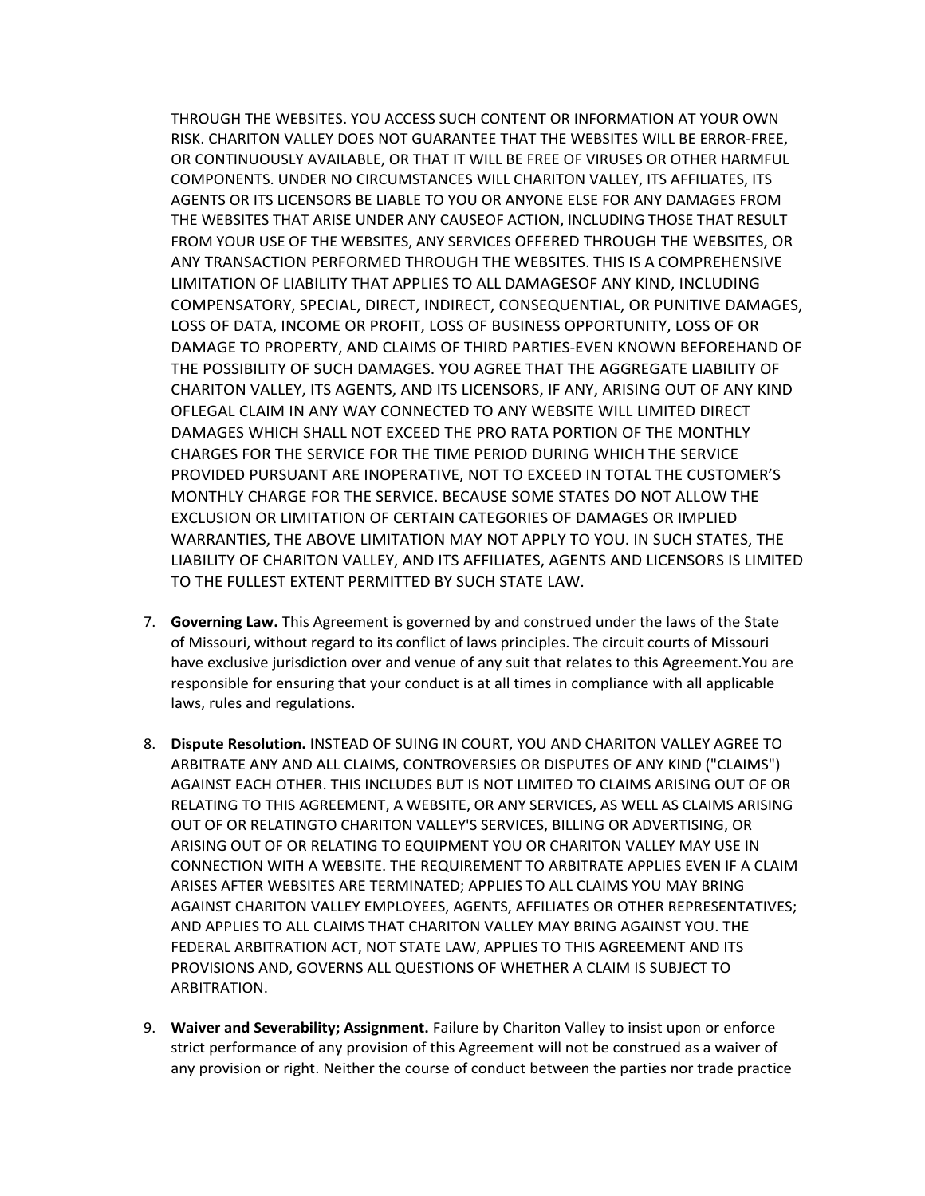THROUGH THE WEBSITES. YOU ACCESS SUCH CONTENT OR INFORMATION AT YOUR OWN RISK. CHARITON VALLEY DOES NOT GUARANTEE THAT THE WEBSITES WILL BE ERROR-FREE, OR CONTINUOUSLY AVAILABLE, OR THAT IT WILL BE FREE OF VIRUSES OR OTHER HARMFUL COMPONENTS. UNDER NO CIRCUMSTANCES WILL CHARITON VALLEY, ITS AFFILIATES, ITS AGENTS OR ITS LICENSORS BE LIABLE TO YOU OR ANYONE ELSE FOR ANY DAMAGES FROM THE WEBSITES THAT ARISE UNDER ANY CAUSEOF ACTION, INCLUDING THOSE THAT RESULT FROM YOUR USE OF THE WEBSITES, ANY SERVICES OFFERED THROUGH THE WEBSITES, OR ANY TRANSACTION PERFORMED THROUGH THE WEBSITES. THIS IS A COMPREHENSIVE LIMITATION OF LIABILITY THAT APPLIES TO ALL DAMAGESOF ANY KIND, INCLUDING COMPENSATORY, SPECIAL, DIRECT, INDIRECT, CONSEQUENTIAL, OR PUNITIVE DAMAGES, LOSS OF DATA, INCOME OR PROFIT, LOSS OF BUSINESS OPPORTUNITY, LOSS OF OR DAMAGE TO PROPERTY, AND CLAIMS OF THIRD PARTIES-EVEN KNOWN BEFOREHAND OF THE POSSIBILITY OF SUCH DAMAGES. YOU AGREE THAT THE AGGREGATE LIABILITY OF CHARITON VALLEY, ITS AGENTS, AND ITS LICENSORS, IF ANY, ARISING OUT OF ANY KIND OFLEGAL CLAIM IN ANY WAY CONNECTED TO ANY WEBSITE WILL LIMITED DIRECT DAMAGES WHICH SHALL NOT EXCEED THE PRO RATA PORTION OF THE MONTHLY CHARGES FOR THE SERVICE FOR THE TIME PERIOD DURING WHICH THE SERVICE PROVIDED PURSUANT ARE INOPERATIVE, NOT TO EXCEED IN TOTAL THE CUSTOMER'S MONTHLY CHARGE FOR THE SERVICE. BECAUSE SOME STATES DO NOT ALLOW THE EXCLUSION OR LIMITATION OF CERTAIN CATEGORIES OF DAMAGES OR IMPLIED WARRANTIES, THE ABOVE LIMITATION MAY NOT APPLY TO YOU. IN SUCH STATES, THE LIABILITY OF CHARITON VALLEY, AND ITS AFFILIATES, AGENTS AND LICENSORS IS LIMITED TO THE FULLEST EXTENT PERMITTED BY SUCH STATE LAW.

7. **Governing Law.** This Agreement is governed by and construed under the laws of the State of Missouri, without regard to its conflict of laws principles. The circuit courts of Missouri have exclusive jurisdiction over and venue of any suit that relates to this Agreement.You are responsible for ensuring that your conduct is at all times in compliance with all applicable laws, rules and regulations.

8. **Dispute Resolution.** INSTEAD OF SUING IN COURT, YOU AND CHARITON VALLEY AGREE TO ARBITRATE ANY AND ALL CLAIMS, CONTROVERSIES OR DISPUTES OF ANY KIND ("CLAIMS") AGAINST EACH OTHER. THIS INCLUDES BUT IS NOT LIMITED TO CLAIMS ARISING OUT OF OR RELATING TO THIS AGREEMENT, A WEBSITE, OR ANY SERVICES, AS WELL AS CLAIMS ARISING OUT OF OR RELATINGTO CHARITON VALLEY'S SERVICES, BILLING OR ADVERTISING, OR ARISING OUT OF OR RELATING TO EQUIPMENT YOU OR CHARITON VALLEY MAY USE IN CONNECTION WITH A WEBSITE. THE REQUIREMENT TO ARBITRATE APPLIES EVEN IF A CLAIM ARISES AFTER WEBSITES ARE TERMINATED; APPLIES TO ALL CLAIMS YOU MAY BRING AGAINST CHARITON VALLEY EMPLOYEES, AGENTS, AFFILIATES OR OTHER REPRESENTATIVES; AND APPLIES TO ALL CLAIMS THAT CHARITON VALLEY MAY BRING AGAINST YOU. THE FEDERAL ARBITRATION ACT, NOT STATE LAW, APPLIES TO THIS AGREEMENT AND ITS PROVISIONS AND, GOVERNS ALL QUESTIONS OF WHETHER A CLAIM IS SUBJECT TO ARBITRATION.

9. **Waiver and Severability; Assignment.** Failure by Chariton Valley to insist upon or enforce strict performance of any provision of this Agreement will not be construed as a waiver of any provision or right. Neither the course of conduct between the parties nor trade practice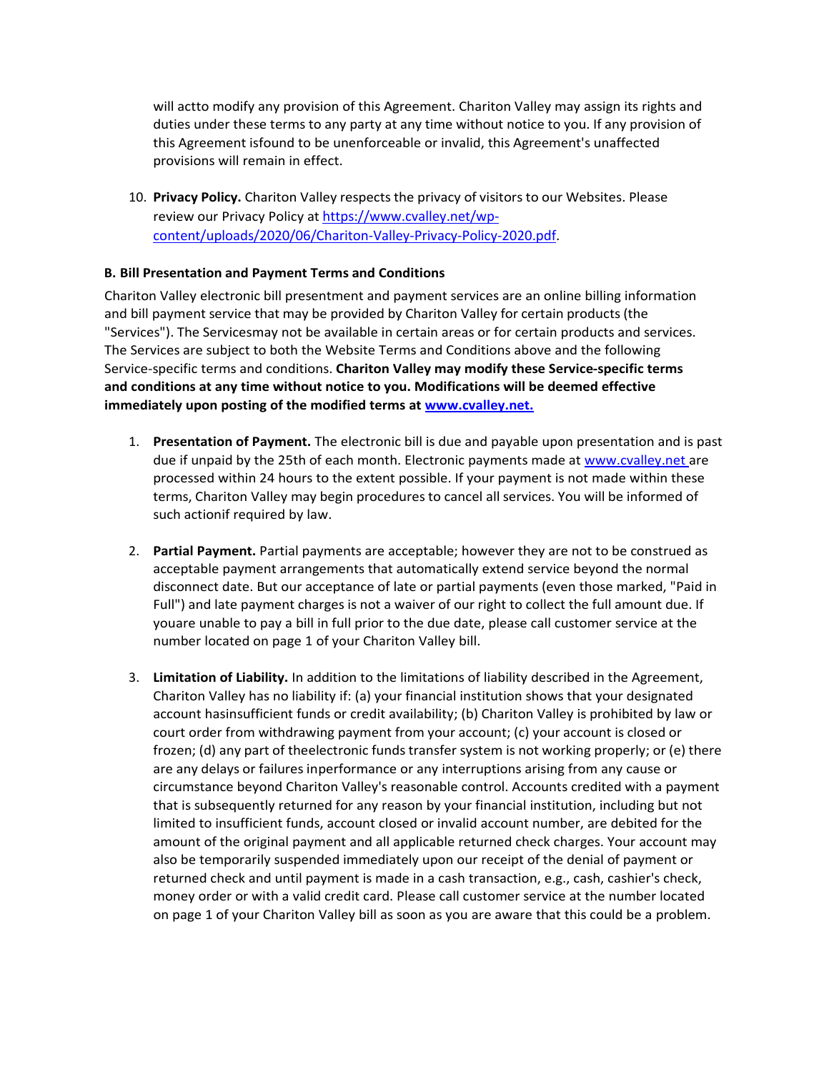will actto modify any provision of this Agreement. Chariton Valley may assign its rights and duties under these terms to any party at any time without notice to you. If any provision of this Agreement isfound to be unenforceable or invalid, this Agreement's unaffected provisions will remain in effect.

10. **Privacy Policy.** Chariton Valley respects the privacy of visitors to our Websites. Please review our Privacy Policy at https://www.cvalley.net/wp-content/uploads/2020/06/Chariton-Valley-Privacy-Policy-2020.pdf.

**B. Bill Presentation and Payment Terms and Conditions**

Chariton Valley electronic bill presentment and payment services are an online billing information and bill payment service that may be provided by Chariton Valley for certain products (the "Services"). The Servicesmay not be available in certain areas or for certain products and services. The Services are subject to both the Website Terms and Conditions above and the following Service-specific terms and conditions. **Chariton Valley may modify these Service-specific terms and conditions at any time without notice to you. Modifications will be deemed effective immediately upon posting of the modified terms at www.cvalley.net.**

1. **Presentation of Payment.** The electronic bill is due and payable upon presentation and is past due if unpaid by the 25th of each month. Electronic payments made at www.cvalley.net are processed within 24 hours to the extent possible. If your payment is not made within these terms, Chariton Valley may begin procedures to cancel all services. You will be informed of such actionif required by law.

2. **Partial Payment.** Partial payments are acceptable; however they are not to be construed as acceptable payment arrangements that automatically extend service beyond the normal disconnect date. But our acceptance of late or partial payments (even those marked, "Paid in Full") and late payment charges is not a waiver of our right to collect the full amount due. If youare unable to pay a bill in full prior to the due date, please call customer service at the number located on page 1 of your Chariton Valley bill.

3. **Limitation of Liability.** In addition to the limitations of liability described in the Agreement, Chariton Valley has no liability if: (a) your financial institution shows that your designated account hasinsufficient funds or credit availability; (b) Chariton Valley is prohibited by law or court order from withdrawing payment from your account; (c) your account is closed or frozen; (d) any part of theelectronic funds transfer system is not working properly; or (e) there are any delays or failures inperformance or any interruptions arising from any cause or circumstance beyond Chariton Valley's reasonable control. Accounts credited with a payment that is subsequently returned for any reason by your financial institution, including but not limited to insufficient funds, account closed or invalid account number, are debited for the amount of the original payment and all applicable returned check charges. Your account may also be temporarily suspended immediately upon our receipt of the denial of payment or returned check and until payment is made in a cash transaction, e.g., cash, cashier's check, money order or with a valid credit card. Please call customer service at the number located on page 1 of your Chariton Valley bill as soon as you are aware that this could be a problem.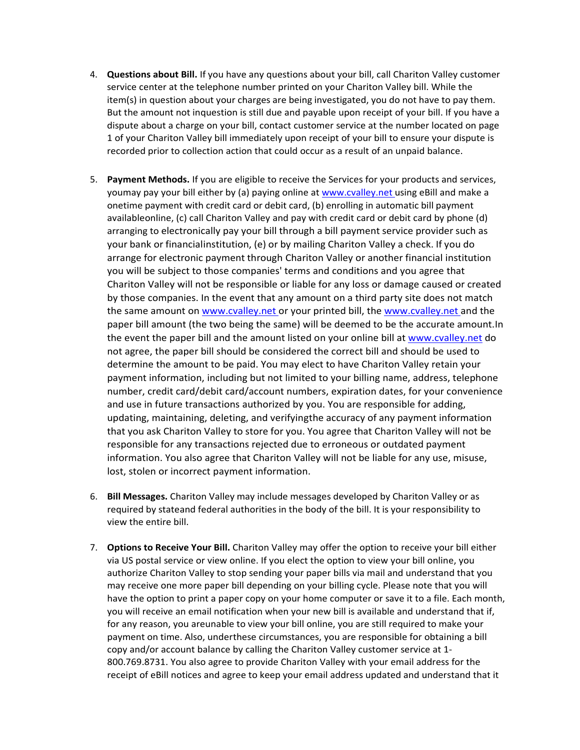4. **Questions about Bill.** If you have any questions about your bill, call Chariton Valley customer service center at the telephone number printed on your Chariton Valley bill. While the item(s) in question about your charges are being investigated, you do not have to pay them. But the amount not inquestion is still due and payable upon receipt of your bill. If you have a dispute about a charge on your bill, contact customer service at the number located on page 1 of your Chariton Valley bill immediately upon receipt of your bill to ensure your dispute is recorded prior to collection action that could occur as a result of an unpaid balance.

5. **Payment Methods.** If you are eligible to receive the Services for your products and services, youmay pay your bill either by (a) paying online at www.cvalley.net using eBill and make a onetime payment with credit card or debit card, (b) enrolling in automatic bill payment availableonline, (c) call Chariton Valley and pay with credit card or debit card by phone (d) arranging to electronically pay your bill through a bill payment service provider such as your bank or financialinstitution, (e) or by mailing Chariton Valley a check. If you do arrange for electronic payment through Chariton Valley or another financial institution you will be subject to those companies' terms and conditions and you agree that Chariton Valley will not be responsible or liable for any loss or damage caused or created by those companies. In the event that any amount on a third party site does not match the same amount on www.cvalley.net or your printed bill, the www.cvalley.net and the paper bill amount (the two being the same) will be deemed to be the accurate amount.In the event the paper bill and the amount listed on your online bill at www.cvalley.net do not agree, the paper bill should be considered the correct bill and should be used to determine the amount to be paid. You may elect to have Chariton Valley retain your payment information, including but not limited to your billing name, address, telephone number, credit card/debit card/account numbers, expiration dates, for your convenience and use in future transactions authorized by you. You are responsible for adding, updating, maintaining, deleting, and verifyingthe accuracy of any payment information that you ask Chariton Valley to store for you. You agree that Chariton Valley will not be responsible for any transactions rejected due to erroneous or outdated payment information. You also agree that Chariton Valley will not be liable for any use, misuse, lost, stolen or incorrect payment information.

6. **Bill Messages.** Chariton Valley may include messages developed by Chariton Valley or as required by stateand federal authorities in the body of the bill. It is your responsibility to view the entire bill.

7. **Options to Receive Your Bill.** Chariton Valley may offer the option to receive your bill either via US postal service or view online. If you elect the option to view your bill online, you authorize Chariton Valley to stop sending your paper bills via mail and understand that you may receive one more paper bill depending on your billing cycle. Please note that you will have the option to print a paper copy on your home computer or save it to a file. Each month, you will receive an email notification when your new bill is available and understand that if, for any reason, you areunable to view your bill online, you are still required to make your payment on time. Also, underthese circumstances, you are responsible for obtaining a bill copy and/or account balance by calling the Chariton Valley customer service at 1-800.769.8731. You also agree to provide Chariton Valley with your email address for the receipt of eBill notices and agree to keep your email address updated and understand that it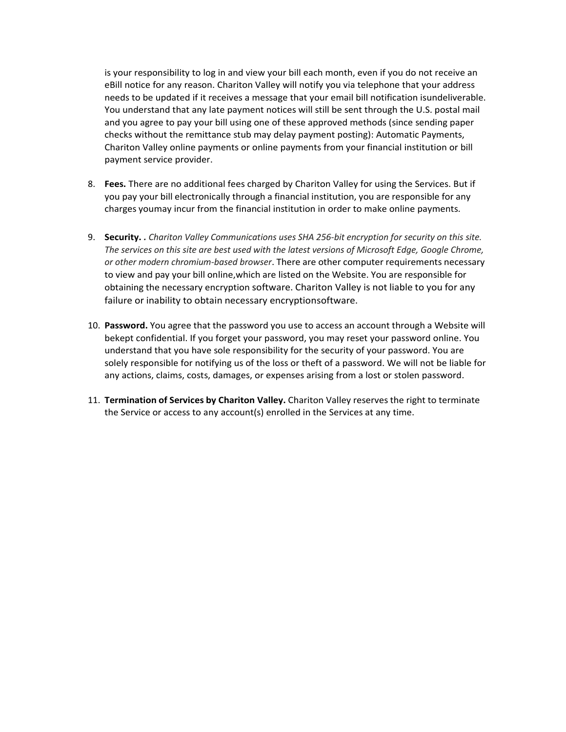is your responsibility to log in and view your bill each month, even if you do not receive an eBill notice for any reason. Chariton Valley will notify you via telephone that your address needs to be updated if it receives a message that your email bill notification isundeliverable. You understand that any late payment notices will still be sent through the U.S. postal mail and you agree to pay your bill using one of these approved methods (since sending paper checks without the remittance stub may delay payment posting): Automatic Payments, Chariton Valley online payments or online payments from your financial institution or bill payment service provider.

8. **Fees.** There are no additional fees charged by Chariton Valley for using the Services. But if you pay your bill electronically through a financial institution, you are responsible for any charges youmay incur from the financial institution in order to make online payments.

9. **Security. .** *Chariton Valley Communications uses SHA 256-bit encryption for security on this site. The services on this site are best used with the latest versions of Microsoft Edge, Google Chrome, or other modern chromium-based browser*. There are other computer requirements necessary to view and pay your bill online,which are listed on the Website. You are responsible for obtaining the necessary encryption software. Chariton Valley is not liable to you for any failure or inability to obtain necessary encryptionsoftware.

10. **Password.** You agree that the password you use to access an account through a Website will bekept confidential. If you forget your password, you may reset your password online. You understand that you have sole responsibility for the security of your password. You are solely responsible for notifying us of the loss or theft of a password. We will not be liable for any actions, claims, costs, damages, or expenses arising from a lost or stolen password.

11. **Termination of Services by Chariton Valley.** Chariton Valley reserves the right to terminate the Service or access to any account(s) enrolled in the Services at any time.